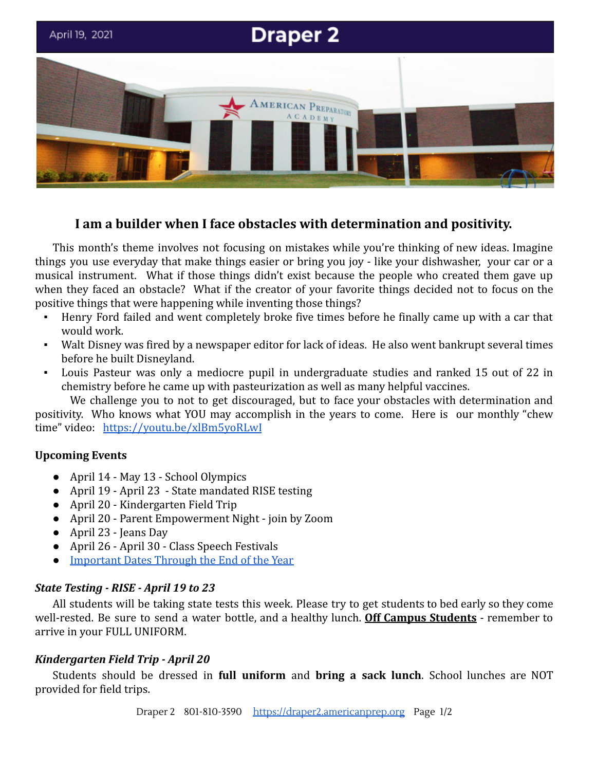April 19, 2021

# Draper 2

## I am a builder when I face obstacles with determination and positivity.

This month's theme involves not focusing on mistakes while you're thinking of new ideas. Imagine things you use everyday that make things easier or bring you joy - like your dishwasher, your car or a musical instrument. What if those things didn't exist because the people who created them gave up when they faced an obstacle? What if the creator of your favorite things decided not to focus on the positive things that were happening while inventing those things?

- Henry Ford failed and went completely broke five times before he finally came up with a car that would work.
- Walt Disney was fired by a newspaper editor for lack of ideas. He also went bankrupt several times before he built Disneyland.
- Louis Pasteur was only a mediocre pupil in undergraduate studies and ranked 15 out of 22 in chemistry before he came up with pasteurization as well as many helpful vaccines.

We challenge you to not to get discouraged, but to face your obstacles with determination and positivity. Who knows what YOU may accomplish in the years to come. Here is our monthly "chew time" video: [https://youtu.be/xlBm5yoRLwI](https://youtu.be/xlBm5yoRLwI)

### Upcoming Events

- April 14 - May 13 - School Olympics
- April 19 - April 23 - State mandated RISE testing
- April 20 - Kindergarten Field Trip
- April 20 - Parent Empowerment Night - join by Zoom
- April 23 - Jeans Day
- April 26 - April 30 - Class Speech Festivals
- Important Dates Through the End of the Year

### *State Testing - RISE - April 19 to 23*

All students will be taking state tests this week. Please try to get students to bed early so they come well-rested. Be sure to send a water bottle, and a healthy lunch. **Off Campus Students** - remember to arrive in your FULL UNIFORM.

### *Kindergarten Field Trip - April 20*

Students should be dressed in **full uniform** and **bring a sack lunch**. School lunches are NOT provided for field trips.

Draper 2 801-810-3590 [https://draper2.americanprep.org](https://draper2.americanprep.org)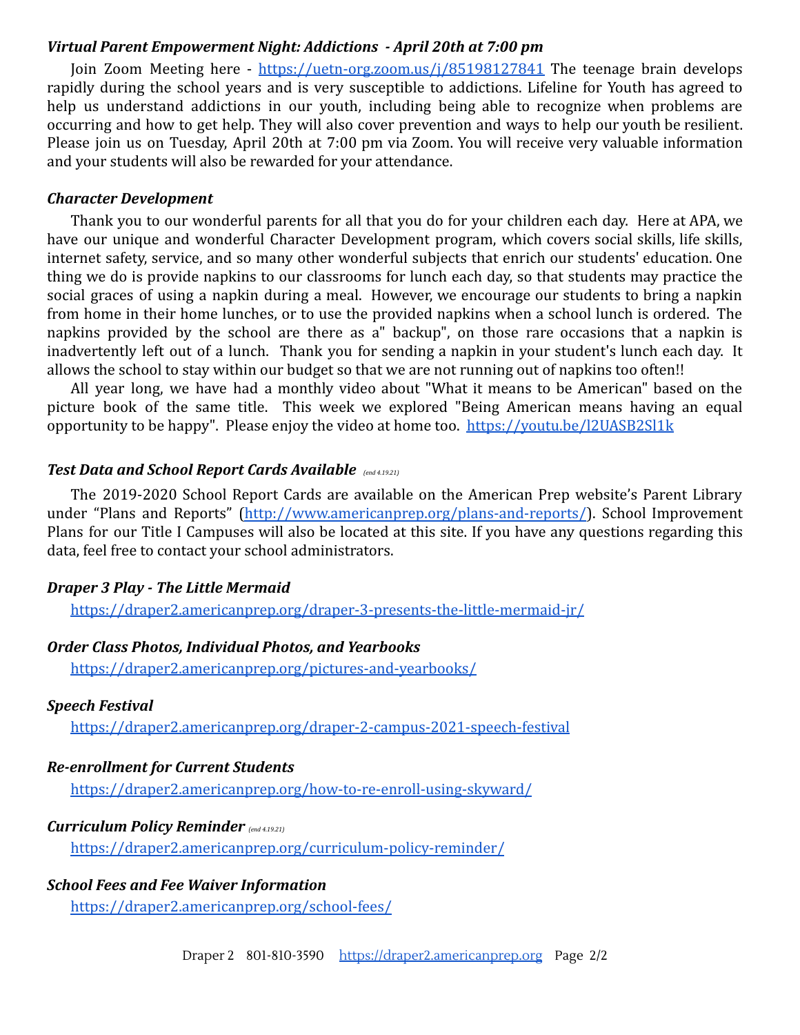### *Virtual Parent Empowerment Night: Addictions - April 20th at 7:00 pm*

Join Zoom Meeting here - https://uetn-org.zoom.us/j/85198127841 The teenage brain develops rapidly during the school years and is very susceptible to addictions. Lifeline for Youth has agreed to help us understand addictions in our youth, including being able to recognize when problems are occurring and how to get help. They will also cover prevention and ways to help our youth be resilient. Please join us on Tuesday, April 20th at 7:00 pm via Zoom. You will receive very valuable information and your students will also be rewarded for your attendance.

### *Character Development*

Thank you to our wonderful parents for all that you do for your children each day. Here at APA, we have our unique and wonderful Character Development program, which covers social skills, life skills, internet safety, service, and so many other wonderful subjects that enrich our students' education. One thing we do is provide napkins to our classrooms for lunch each day, so that students may practice the social graces of using a napkin during a meal. However, we encourage our students to bring a napkin from home in their home lunches, or to use the provided napkins when a school lunch is ordered. The napkins provided by the school are there as a" backup", on those rare occasions that a napkin is inadvertently left out of a lunch. Thank you for sending a napkin in your student's lunch each day. It allows the school to stay within our budget so that we are not running out of napkins too often!!

All year long, we have had a monthly video about "What it means to be American" based on the picture book of the same title. This week we explored "Being American means having an equal opportunity to be happy". Please enjoy the video at home too. https://youtu.be/l2UASB2Sl1k

### *Test Data and School Report Cards Available* *(end 4.19.21)*

The 2019-2020 School Report Cards are available on the American Prep website's Parent Library under "Plans and Reports" (http://www.americanprep.org/plans-and-reports/). School Improvement Plans for our Title I Campuses will also be located at this site. If you have any questions regarding this data, feel free to contact your school administrators.

### *Draper 3 Play - The Little Mermaid*

https://draper2.americanprep.org/draper-3-presents-the-little-mermaid-jr/

### *Order Class Photos, Individual Photos, and Yearbooks*

https://draper2.americanprep.org/pictures-and-yearbooks/

### *Speech Festival*

https://draper2.americanprep.org/draper-2-campus-2021-speech-festival

### *Re-enrollment for Current Students*

https://draper2.americanprep.org/how-to-re-enroll-using-skyward/

### *Curriculum Policy Reminder* *(end 4.19.21)*

https://draper2.americanprep.org/curriculum-policy-reminder/

### *School Fees and Fee Waiver Information*

https://draper2.americanprep.org/school-fees/

Draper 2 801-810-3590 https://draper2.americanprep.org